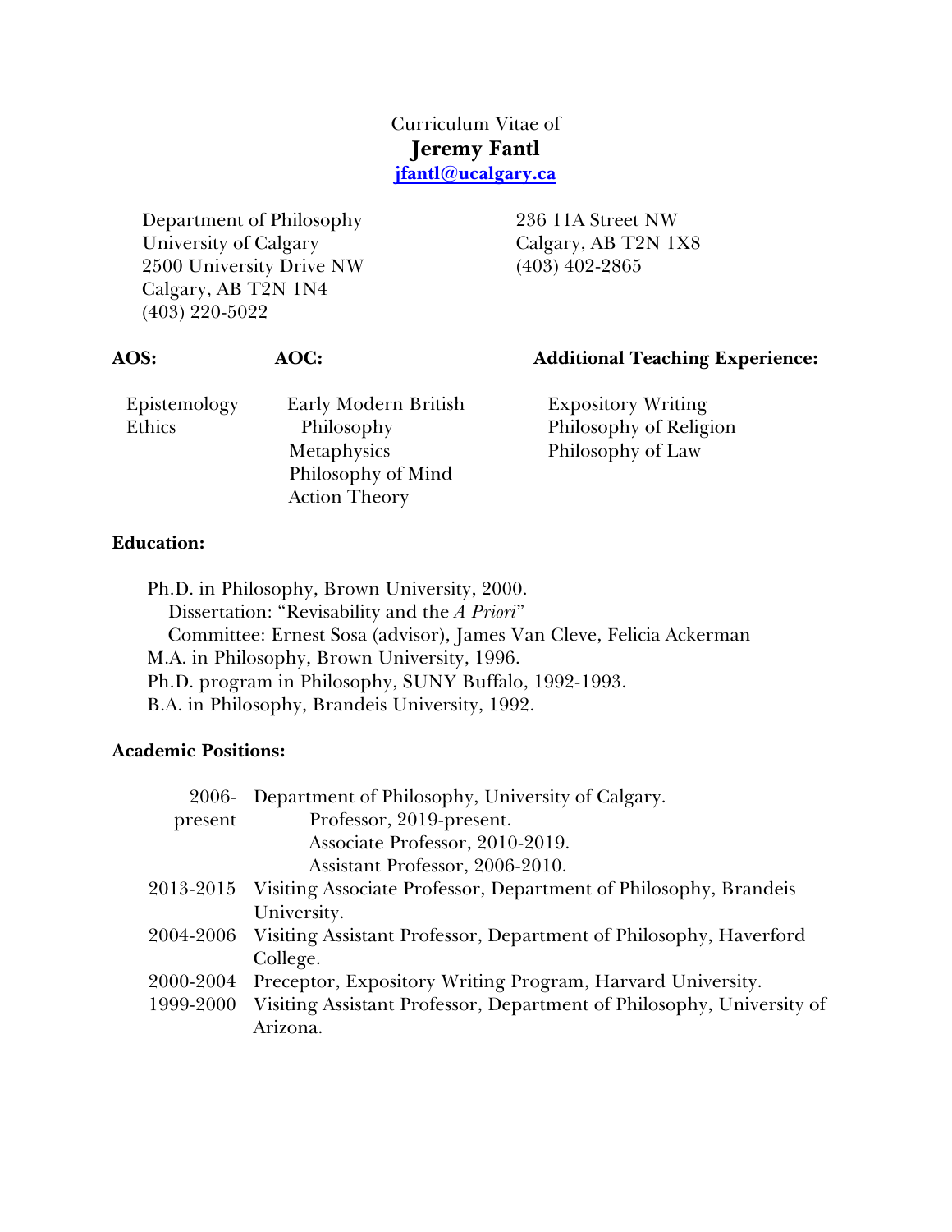Curriculum Vitae of

# Jeremy Fantl

**jfantl@ucalgary.ca**

Department of Philosophy
University of Calgary
2500 University Drive NW
Calgary, AB T2N 1N4
(403) 220-5022

236 11A Street NW
Calgary, AB T2N 1X8
(403) 402-2865

**AOS:**

Epistemology
Ethics

**AOC:**

Early Modern British Philosophy
Metaphysics
Philosophy of Mind
Action Theory

**Additional Teaching Experience:**

Expository Writing
Philosophy of Religion
Philosophy of Law

**Education:**

Ph.D. in Philosophy, Brown University, 2000.
Dissertation: "Revisability and the *A Priori*"
Committee: Ernest Sosa (advisor), James Van Cleve, Felicia Ackerman
M.A. in Philosophy, Brown University, 1996.
Ph.D. program in Philosophy, SUNY Buffalo, 1992-1993.
B.A. in Philosophy, Brandeis University, 1992.

**Academic Positions:**

| | |
|---|---|
| 2006-present | Department of Philosophy, University of Calgary.<br>Professor, 2019-present.<br>Associate Professor, 2010-2019.<br>Assistant Professor, 2006-2010. |
| 2013-2015 | Visiting Associate Professor, Department of Philosophy, Brandeis University. |
| 2004-2006 | Visiting Assistant Professor, Department of Philosophy, Haverford College. |
| 2000-2004 | Preceptor, Expository Writing Program, Harvard University. |
| 1999-2000 | Visiting Assistant Professor, Department of Philosophy, University of Arizona. |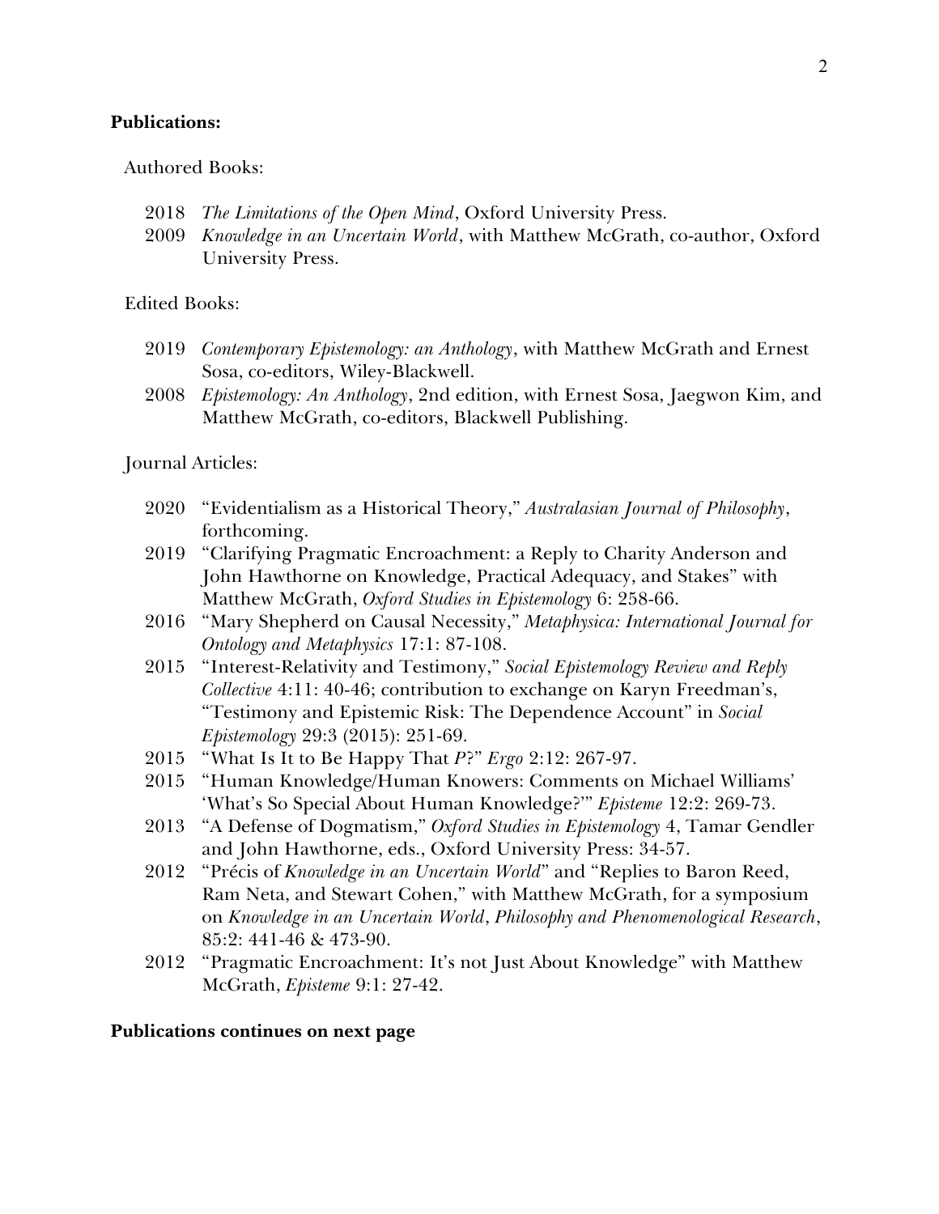**Publications:**

Authored Books:

- 2018 *The Limitations of the Open Mind*, Oxford University Press.
- 2009 *Knowledge in an Uncertain World*, with Matthew McGrath, co-author, Oxford University Press.

Edited Books:

- 2019 *Contemporary Epistemology: an Anthology*, with Matthew McGrath and Ernest Sosa, co-editors, Wiley-Blackwell.
- 2008 *Epistemology: An Anthology*, 2nd edition, with Ernest Sosa, Jaegwon Kim, and Matthew McGrath, co-editors, Blackwell Publishing.

Journal Articles:

- 2020 "Evidentialism as a Historical Theory," *Australasian Journal of Philosophy*, forthcoming.
- 2019 "Clarifying Pragmatic Encroachment: a Reply to Charity Anderson and John Hawthorne on Knowledge, Practical Adequacy, and Stakes" with Matthew McGrath, *Oxford Studies in Epistemology* 6: 258-66.
- 2016 "Mary Shepherd on Causal Necessity," *Metaphysica: International Journal for Ontology and Metaphysics* 17:1: 87-108.
- 2015 "Interest-Relativity and Testimony," *Social Epistemology Review and Reply Collective* 4:11: 40-46; contribution to exchange on Karyn Freedman's, "Testimony and Epistemic Risk: The Dependence Account" in *Social Epistemology* 29:3 (2015): 251-69.
- 2015 "What Is It to Be Happy That *P*?" *Ergo* 2:12: 267-97.
- 2015 "Human Knowledge/Human Knowers: Comments on Michael Williams' 'What's So Special About Human Knowledge?'" *Episteme* 12:2: 269-73.
- 2013 "A Defense of Dogmatism," *Oxford Studies in Epistemology* 4, Tamar Gendler and John Hawthorne, eds., Oxford University Press: 34-57.
- 2012 "Précis of *Knowledge in an Uncertain World*" and "Replies to Baron Reed, Ram Neta, and Stewart Cohen," with Matthew McGrath, for a symposium on *Knowledge in an Uncertain World*, *Philosophy and Phenomenological Research*, 85:2: 441-46 & 473-90.
- 2012 "Pragmatic Encroachment: It's not Just About Knowledge" with Matthew McGrath, *Episteme* 9:1: 27-42.

**Publications continues on next page**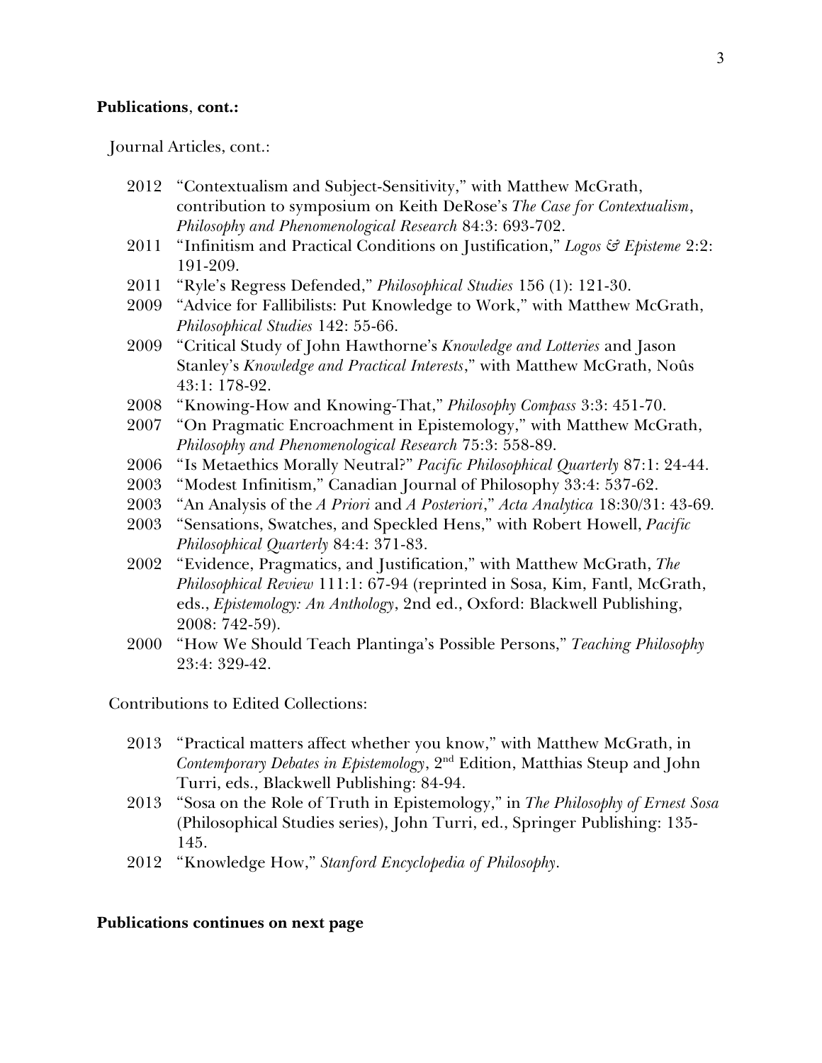**Publications**, **cont.:**

Journal Articles, cont.:

- 2012 "Contextualism and Subject-Sensitivity," with Matthew McGrath, contribution to symposium on Keith DeRose's *The Case for Contextualism*, *Philosophy and Phenomenological Research* 84:3: 693-702.
- 2011 "Infinitism and Practical Conditions on Justification," *Logos & Episteme* 2:2: 191-209.
- 2011 "Ryle's Regress Defended," *Philosophical Studies* 156 (1): 121-30.
- 2009 "Advice for Fallibilists: Put Knowledge to Work," with Matthew McGrath, *Philosophical Studies* 142: 55-66.
- 2009 "Critical Study of John Hawthorne's *Knowledge and Lotteries* and Jason Stanley's *Knowledge and Practical Interests*," with Matthew McGrath, Noûs 43:1: 178-92.
- 2008 "Knowing-How and Knowing-That," *Philosophy Compass* 3:3: 451-70.
- 2007 "On Pragmatic Encroachment in Epistemology," with Matthew McGrath, *Philosophy and Phenomenological Research* 75:3: 558-89.
- 2006 "Is Metaethics Morally Neutral?" *Pacific Philosophical Quarterly* 87:1: 24-44.
- 2003 "Modest Infinitism," Canadian Journal of Philosophy 33:4: 537-62.
- 2003 "An Analysis of the *A Priori* and *A Posteriori*," *Acta Analytica* 18:30/31: 43-69.
- 2003 "Sensations, Swatches, and Speckled Hens," with Robert Howell, *Pacific Philosophical Quarterly* 84:4: 371-83.
- 2002 "Evidence, Pragmatics, and Justification," with Matthew McGrath, *The Philosophical Review* 111:1: 67-94 (reprinted in Sosa, Kim, Fantl, McGrath, eds., *Epistemology: An Anthology*, 2nd ed., Oxford: Blackwell Publishing, 2008: 742-59).
- 2000 "How We Should Teach Plantinga's Possible Persons," *Teaching Philosophy* 23:4: 329-42.

Contributions to Edited Collections:

- 2013 "Practical matters affect whether you know," with Matthew McGrath, in *Contemporary Debates in Epistemology*, 2nd Edition, Matthias Steup and John Turri, eds., Blackwell Publishing: 84-94.
- 2013 "Sosa on the Role of Truth in Epistemology," in *The Philosophy of Ernest Sosa* (Philosophical Studies series), John Turri, ed., Springer Publishing: 135-145.
- 2012 "Knowledge How," *Stanford Encyclopedia of Philosophy*.

**Publications continues on next page**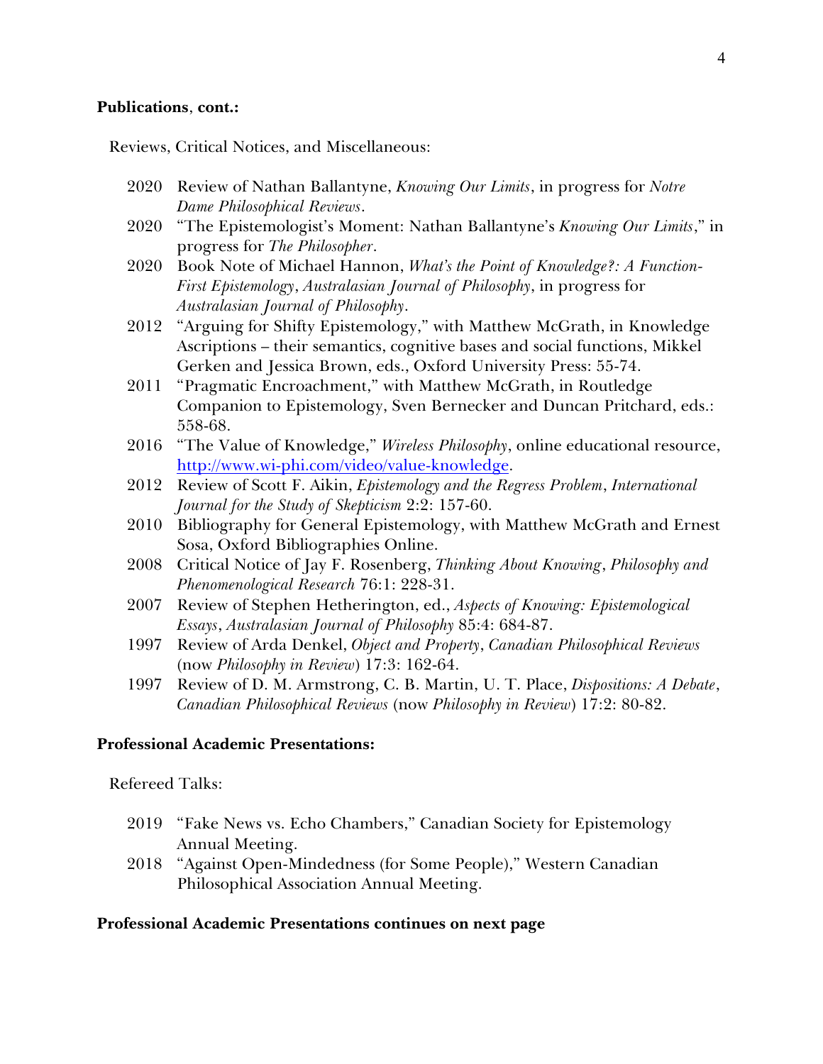**Publications, cont.:**

Reviews, Critical Notices, and Miscellaneous:

- 2020 Review of Nathan Ballantyne, *Knowing Our Limits*, in progress for *Notre Dame Philosophical Reviews*.
- 2020 "The Epistemologist's Moment: Nathan Ballantyne's *Knowing Our Limits*," in progress for *The Philosopher*.
- 2020 Book Note of Michael Hannon, *What's the Point of Knowledge?: A Function-First Epistemology*, *Australasian Journal of Philosophy*, in progress for *Australasian Journal of Philosophy*.
- 2012 "Arguing for Shifty Epistemology," with Matthew McGrath, in Knowledge Ascriptions – their semantics, cognitive bases and social functions, Mikkel Gerken and Jessica Brown, eds., Oxford University Press: 55-74.
- 2011 "Pragmatic Encroachment," with Matthew McGrath, in Routledge Companion to Epistemology, Sven Bernecker and Duncan Pritchard, eds.: 558-68.
- 2016 "The Value of Knowledge," *Wireless Philosophy*, online educational resource, [http://www.wi-phi.com/video/value-knowledge](http://www.wi-phi.com/video/value-knowledge).
- 2012 Review of Scott F. Aikin, *Epistemology and the Regress Problem*, *International Journal for the Study of Skepticism* 2:2: 157-60.
- 2010 Bibliography for General Epistemology, with Matthew McGrath and Ernest Sosa, Oxford Bibliographies Online.
- 2008 Critical Notice of Jay F. Rosenberg, *Thinking About Knowing*, *Philosophy and Phenomenological Research* 76:1: 228-31.
- 2007 Review of Stephen Hetherington, ed., *Aspects of Knowing: Epistemological Essays*, *Australasian Journal of Philosophy* 85:4: 684-87.
- 1997 Review of Arda Denkel, *Object and Property*, *Canadian Philosophical Reviews* (now *Philosophy in Review*) 17:3: 162-64.
- 1997 Review of D. M. Armstrong, C. B. Martin, U. T. Place, *Dispositions: A Debate*, *Canadian Philosophical Reviews* (now *Philosophy in Review*) 17:2: 80-82.

**Professional Academic Presentations:**

Refereed Talks:

- 2019 "Fake News vs. Echo Chambers," Canadian Society for Epistemology Annual Meeting.
- 2018 "Against Open-Mindedness (for Some People)," Western Canadian Philosophical Association Annual Meeting.

**Professional Academic Presentations continues on next page**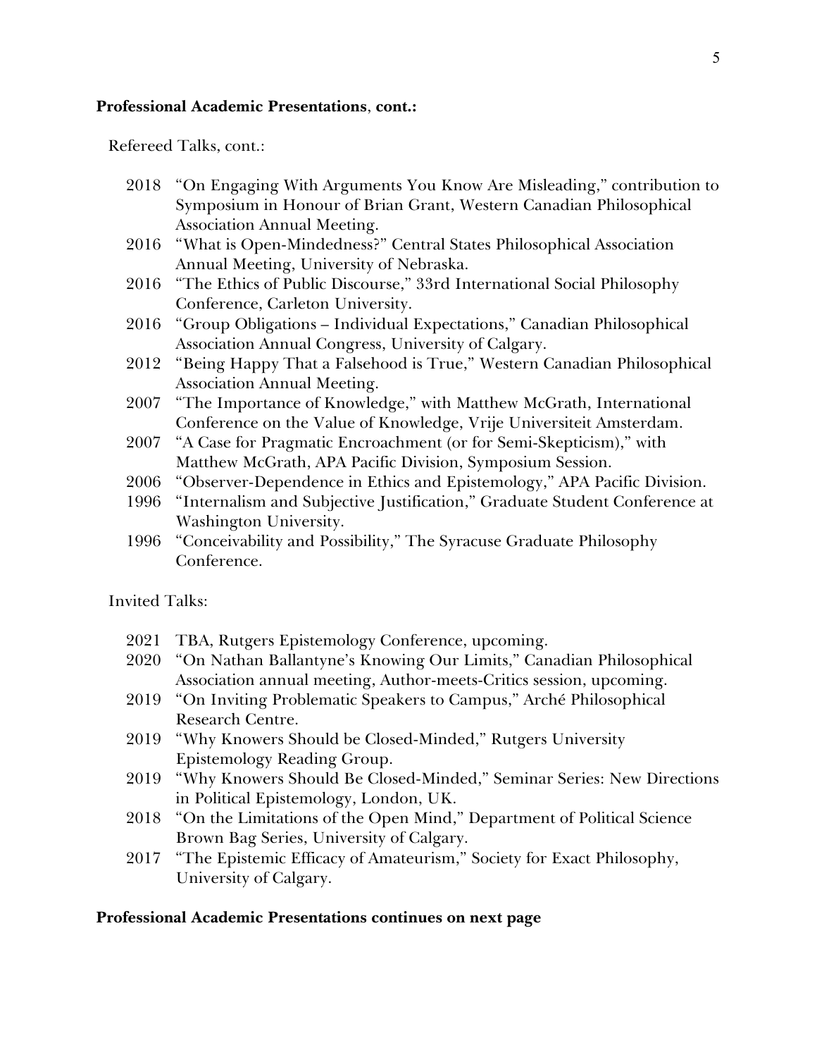**Professional Academic Presentations**, **cont.:**

Refereed Talks, cont.:

- 2018 "On Engaging With Arguments You Know Are Misleading," contribution to Symposium in Honour of Brian Grant, Western Canadian Philosophical Association Annual Meeting.
- 2016 "What is Open-Mindedness?" Central States Philosophical Association Annual Meeting, University of Nebraska.
- 2016 "The Ethics of Public Discourse," 33rd International Social Philosophy Conference, Carleton University.
- 2016 "Group Obligations – Individual Expectations," Canadian Philosophical Association Annual Congress, University of Calgary.
- 2012 "Being Happy That a Falsehood is True," Western Canadian Philosophical Association Annual Meeting.
- 2007 "The Importance of Knowledge," with Matthew McGrath, International Conference on the Value of Knowledge, Vrije Universiteit Amsterdam.
- 2007 "A Case for Pragmatic Encroachment (or for Semi-Skepticism)," with Matthew McGrath, APA Pacific Division, Symposium Session.
- 2006 "Observer-Dependence in Ethics and Epistemology," APA Pacific Division.
- 1996 "Internalism and Subjective Justification," Graduate Student Conference at Washington University.
- 1996 "Conceivability and Possibility," The Syracuse Graduate Philosophy Conference.

Invited Talks:

- 2021 TBA, Rutgers Epistemology Conference, upcoming.
- 2020 "On Nathan Ballantyne's Knowing Our Limits," Canadian Philosophical Association annual meeting, Author-meets-Critics session, upcoming.
- 2019 "On Inviting Problematic Speakers to Campus," Arché Philosophical Research Centre.
- 2019 "Why Knowers Should be Closed-Minded," Rutgers University Epistemology Reading Group.
- 2019 "Why Knowers Should Be Closed-Minded," Seminar Series: New Directions in Political Epistemology, London, UK.
- 2018 "On the Limitations of the Open Mind," Department of Political Science Brown Bag Series, University of Calgary.
- 2017 "The Epistemic Efficacy of Amateurism," Society for Exact Philosophy, University of Calgary.

**Professional Academic Presentations continues on next page**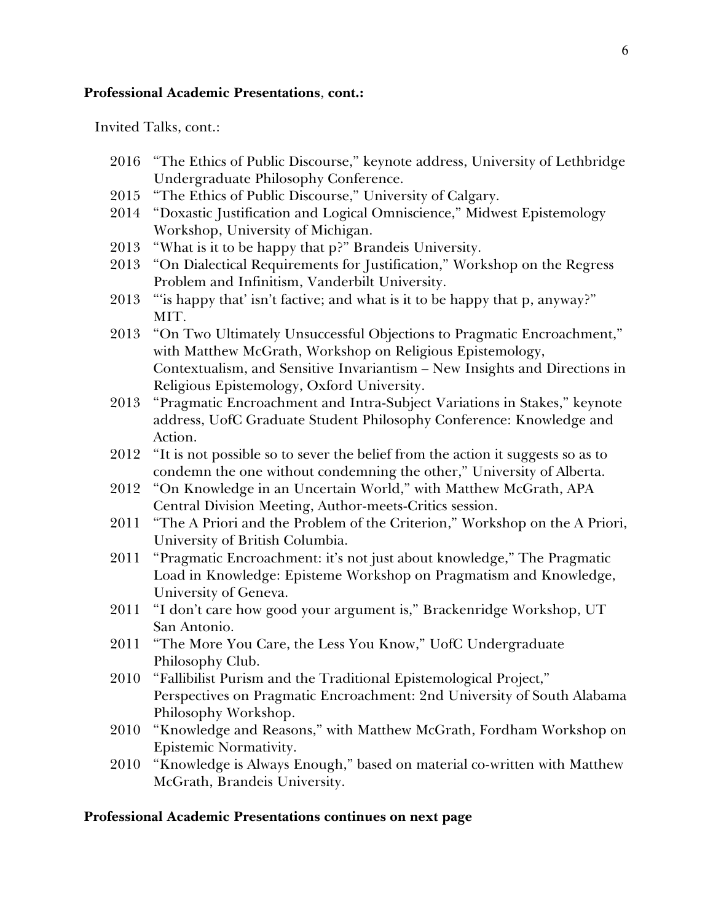**Professional Academic Presentations**, **cont.:**

Invited Talks, cont.:

2016 "The Ethics of Public Discourse," keynote address, University of Lethbridge Undergraduate Philosophy Conference.

2015 "The Ethics of Public Discourse," University of Calgary.

2014 "Doxastic Justification and Logical Omniscience," Midwest Epistemology Workshop, University of Michigan.

2013 "What is it to be happy that p?" Brandeis University.

2013 "On Dialectical Requirements for Justification," Workshop on the Regress Problem and Infinitism, Vanderbilt University.

2013 "'is happy that' isn't factive; and what is it to be happy that p, anyway?" MIT.

2013 "On Two Ultimately Unsuccessful Objections to Pragmatic Encroachment," with Matthew McGrath, Workshop on Religious Epistemology, Contextualism, and Sensitive Invariantism – New Insights and Directions in Religious Epistemology, Oxford University.

2013 "Pragmatic Encroachment and Intra-Subject Variations in Stakes," keynote address, UofC Graduate Student Philosophy Conference: Knowledge and Action.

2012 "It is not possible so to sever the belief from the action it suggests so as to condemn the one without condemning the other," University of Alberta.

2012 "On Knowledge in an Uncertain World," with Matthew McGrath, APA Central Division Meeting, Author-meets-Critics session.

2011 "The A Priori and the Problem of the Criterion," Workshop on the A Priori, University of British Columbia.

2011 "Pragmatic Encroachment: it's not just about knowledge," The Pragmatic Load in Knowledge: Episteme Workshop on Pragmatism and Knowledge, University of Geneva.

2011 "I don't care how good your argument is," Brackenridge Workshop, UT San Antonio.

2011 "The More You Care, the Less You Know," UofC Undergraduate Philosophy Club.

2010 "Fallibilist Purism and the Traditional Epistemological Project," Perspectives on Pragmatic Encroachment: 2nd University of South Alabama Philosophy Workshop.

2010 "Knowledge and Reasons," with Matthew McGrath, Fordham Workshop on Epistemic Normativity.

2010 "Knowledge is Always Enough," based on material co-written with Matthew McGrath, Brandeis University.

**Professional Academic Presentations continues on next page**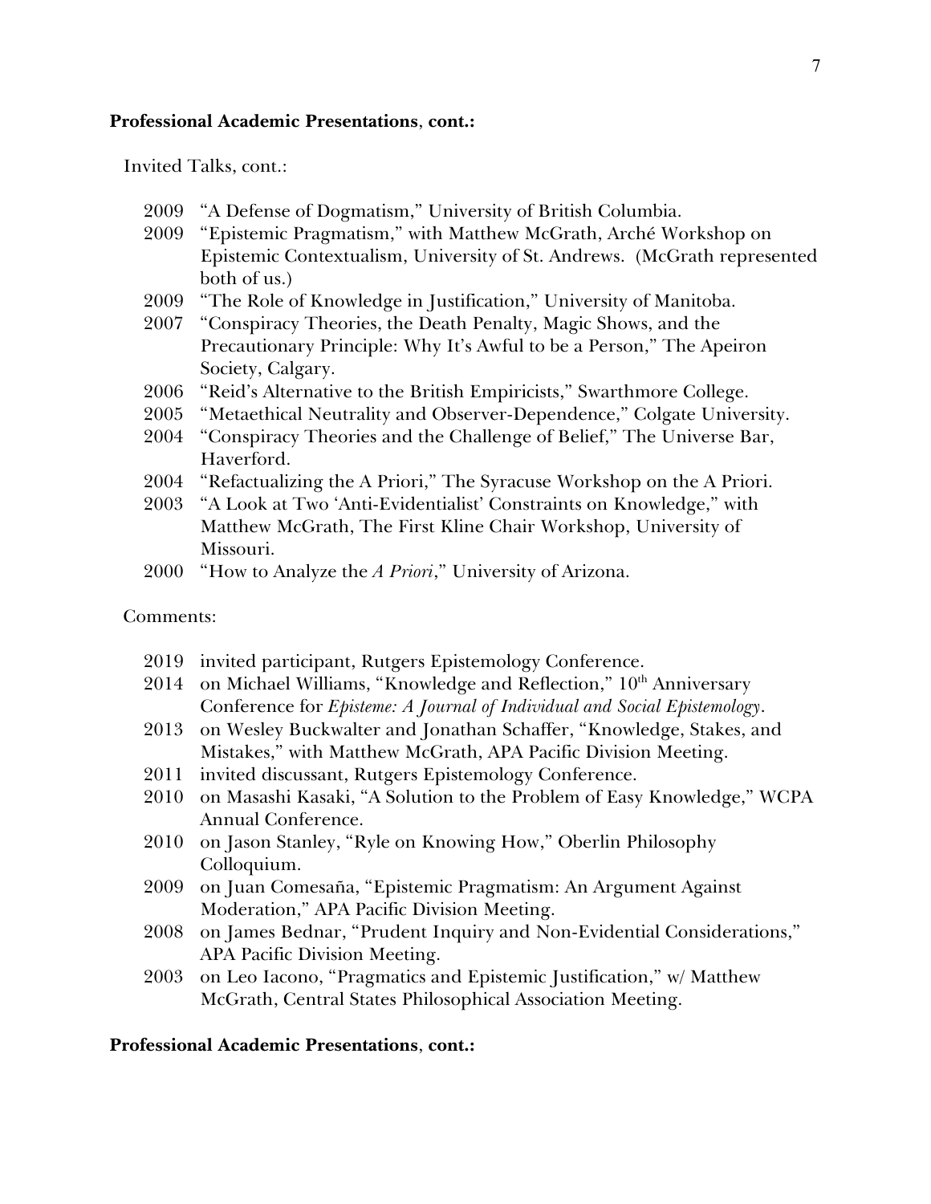**Professional Academic Presentations**, **cont.:**

Invited Talks, cont.:

- 2009 "A Defense of Dogmatism," University of British Columbia.
- 2009 "Epistemic Pragmatism," with Matthew McGrath, Arché Workshop on Epistemic Contextualism, University of St. Andrews. (McGrath represented both of us.)
- 2009 "The Role of Knowledge in Justification," University of Manitoba.
- 2007 "Conspiracy Theories, the Death Penalty, Magic Shows, and the Precautionary Principle: Why It's Awful to be a Person," The Apeiron Society, Calgary.
- 2006 "Reid's Alternative to the British Empiricists," Swarthmore College.
- 2005 "Metaethical Neutrality and Observer-Dependence," Colgate University.
- 2004 "Conspiracy Theories and the Challenge of Belief," The Universe Bar, Haverford.
- 2004 "Refactualizing the A Priori," The Syracuse Workshop on the A Priori.
- 2003 "A Look at Two 'Anti-Evidentialist' Constraints on Knowledge," with Matthew McGrath, The First Kline Chair Workshop, University of Missouri.
- 2000 "How to Analyze the *A Priori*," University of Arizona.

Comments:

- 2019 invited participant, Rutgers Epistemology Conference.
- 2014 on Michael Williams, "Knowledge and Reflection," 10th Anniversary Conference for *Episteme: A Journal of Individual and Social Epistemology*.
- 2013 on Wesley Buckwalter and Jonathan Schaffer, "Knowledge, Stakes, and Mistakes," with Matthew McGrath, APA Pacific Division Meeting.
- 2011 invited discussant, Rutgers Epistemology Conference.
- 2010 on Masashi Kasaki, "A Solution to the Problem of Easy Knowledge," WCPA Annual Conference.
- 2010 on Jason Stanley, "Ryle on Knowing How," Oberlin Philosophy Colloquium.
- 2009 on Juan Comesaña, "Epistemic Pragmatism: An Argument Against Moderation," APA Pacific Division Meeting.
- 2008 on James Bednar, "Prudent Inquiry and Non-Evidential Considerations," APA Pacific Division Meeting.
- 2003 on Leo Iacono, "Pragmatics and Epistemic Justification," w/ Matthew McGrath, Central States Philosophical Association Meeting.

**Professional Academic Presentations**, **cont.:**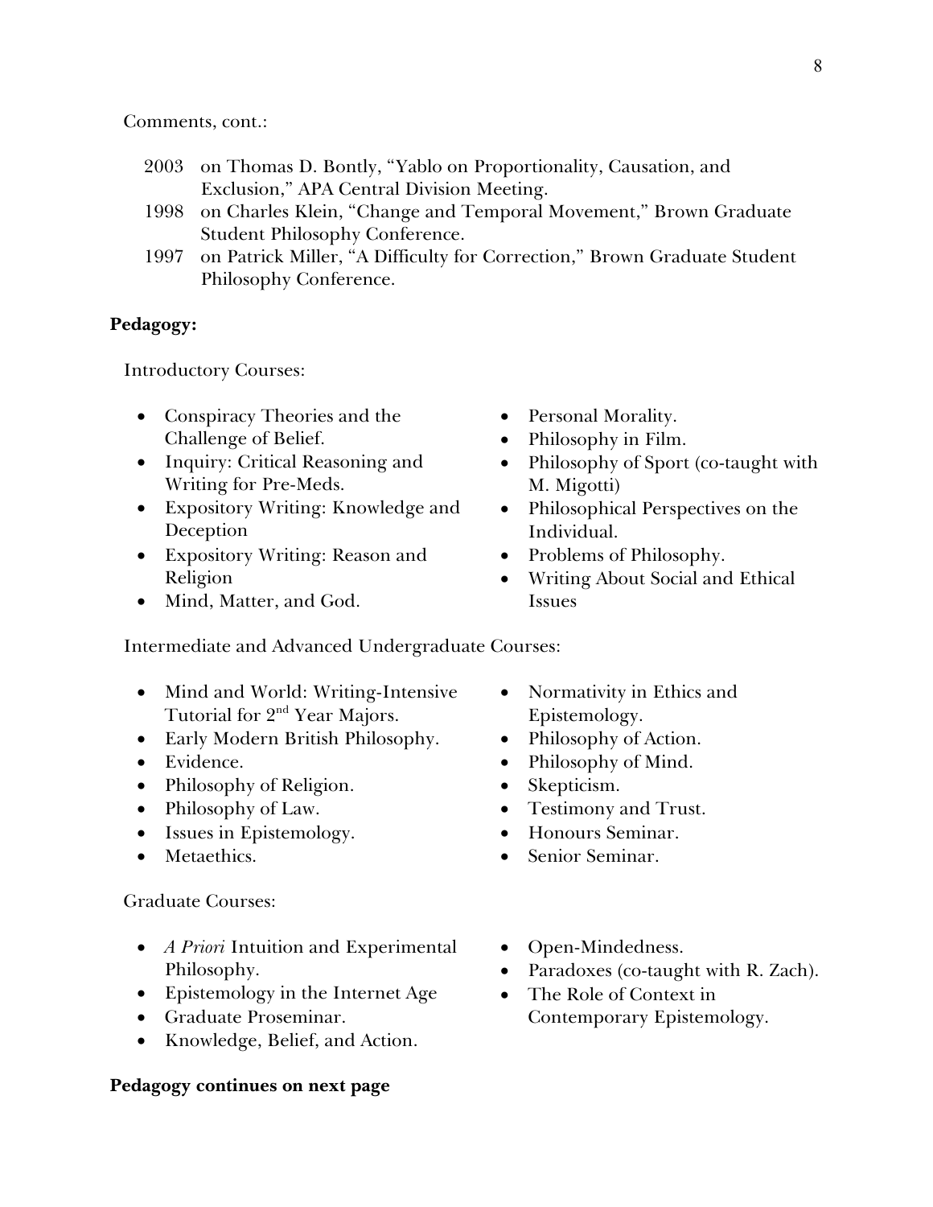Comments, cont.:

- 2003 on Thomas D. Bontly, "Yablo on Proportionality, Causation, and Exclusion," APA Central Division Meeting.
- 1998 on Charles Klein, "Change and Temporal Movement," Brown Graduate Student Philosophy Conference.
- 1997 on Patrick Miller, "A Difficulty for Correction," Brown Graduate Student Philosophy Conference.

**Pedagogy:**

Introductory Courses:

- Conspiracy Theories and the Challenge of Belief.
- Inquiry: Critical Reasoning and Writing for Pre-Meds.
- Expository Writing: Knowledge and Deception
- Expository Writing: Reason and Religion
- Mind, Matter, and God.
- Personal Morality.
- Philosophy in Film.
- Philosophy of Sport (co-taught with M. Migotti)
- Philosophical Perspectives on the Individual.
- Problems of Philosophy.
- Writing About Social and Ethical Issues

Intermediate and Advanced Undergraduate Courses:

- Mind and World: Writing-Intensive Tutorial for 2nd Year Majors.
- Early Modern British Philosophy.
- Evidence.
- Philosophy of Religion.
- Philosophy of Law.
- Issues in Epistemology.
- Metaethics.
- Normativity in Ethics and Epistemology.
- Philosophy of Action.
- Philosophy of Mind.
- Skepticism.
- Testimony and Trust.
- Honours Seminar.
- Senior Seminar.

Graduate Courses:

- *A Priori* Intuition and Experimental Philosophy.
- Epistemology in the Internet Age
- Graduate Proseminar.
- Knowledge, Belief, and Action.
- Open-Mindedness.
- Paradoxes (co-taught with R. Zach).
- The Role of Context in Contemporary Epistemology.

**Pedagogy continues on next page**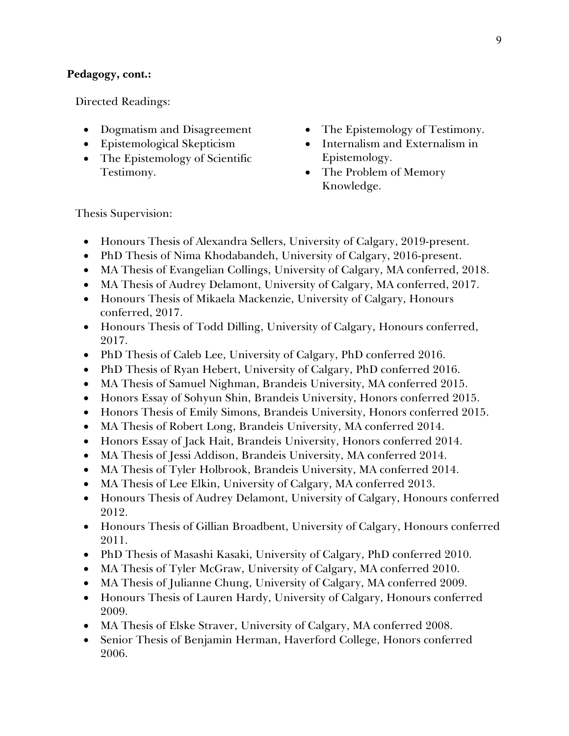**Pedagogy, cont.:**

Directed Readings:

- Dogmatism and Disagreement
- Epistemological Skepticism
- The Epistemology of Scientific Testimony.
- The Epistemology of Testimony.
- Internalism and Externalism in Epistemology.
- The Problem of Memory Knowledge.

Thesis Supervision:

- Honours Thesis of Alexandra Sellers, University of Calgary, 2019-present.
- PhD Thesis of Nima Khodabandeh, University of Calgary, 2016-present.
- MA Thesis of Evangelian Collings, University of Calgary, MA conferred, 2018.
- MA Thesis of Audrey Delamont, University of Calgary, MA conferred, 2017.
- Honours Thesis of Mikaela Mackenzie, University of Calgary, Honours conferred, 2017.
- Honours Thesis of Todd Dilling, University of Calgary, Honours conferred, 2017.
- PhD Thesis of Caleb Lee, University of Calgary, PhD conferred 2016.
- PhD Thesis of Ryan Hebert, University of Calgary, PhD conferred 2016.
- MA Thesis of Samuel Nighman, Brandeis University, MA conferred 2015.
- Honors Essay of Sohyun Shin, Brandeis University, Honors conferred 2015.
- Honors Thesis of Emily Simons, Brandeis University, Honors conferred 2015.
- MA Thesis of Robert Long, Brandeis University, MA conferred 2014.
- Honors Essay of Jack Hait, Brandeis University, Honors conferred 2014.
- MA Thesis of Jessi Addison, Brandeis University, MA conferred 2014.
- MA Thesis of Tyler Holbrook, Brandeis University, MA conferred 2014.
- MA Thesis of Lee Elkin, University of Calgary, MA conferred 2013.
- Honours Thesis of Audrey Delamont, University of Calgary, Honours conferred 2012.
- Honours Thesis of Gillian Broadbent, University of Calgary, Honours conferred 2011.
- PhD Thesis of Masashi Kasaki, University of Calgary, PhD conferred 2010.
- MA Thesis of Tyler McGraw, University of Calgary, MA conferred 2010.
- MA Thesis of Julianne Chung, University of Calgary, MA conferred 2009.
- Honours Thesis of Lauren Hardy, University of Calgary, Honours conferred 2009.
- MA Thesis of Elske Straver, University of Calgary, MA conferred 2008.
- Senior Thesis of Benjamin Herman, Haverford College, Honors conferred 2006.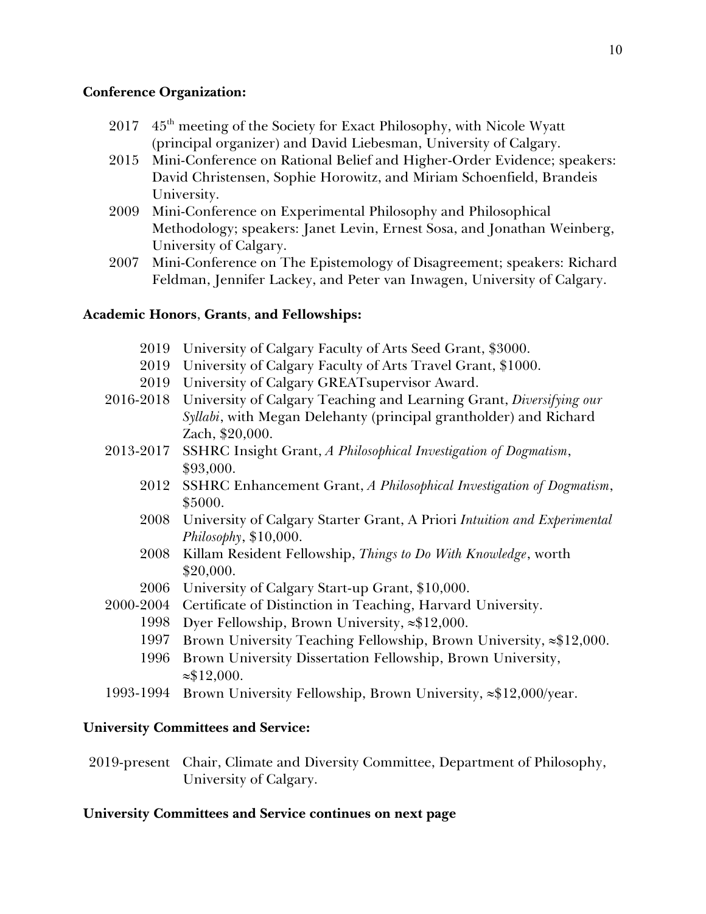**Conference Organization:**

- 2017 45th meeting of the Society for Exact Philosophy, with Nicole Wyatt (principal organizer) and David Liebesman, University of Calgary.
- 2015 Mini-Conference on Rational Belief and Higher-Order Evidence; speakers: David Christensen, Sophie Horowitz, and Miriam Schoenfield, Brandeis University.
- 2009 Mini-Conference on Experimental Philosophy and Philosophical Methodology; speakers: Janet Levin, Ernest Sosa, and Jonathan Weinberg, University of Calgary.
- 2007 Mini-Conference on The Epistemology of Disagreement; speakers: Richard Feldman, Jennifer Lackey, and Peter van Inwagen, University of Calgary.

**Academic Honors, Grants, and Fellowships:**

- 2019 University of Calgary Faculty of Arts Seed Grant, $3000.
- 2019 University of Calgary Faculty of Arts Travel Grant, $1000.
- 2019 University of Calgary GREATsupervisor Award.
- 2016-2018 University of Calgary Teaching and Learning Grant, *Diversifying our Syllabi*, with Megan Delehanty (principal grantholder) and Richard Zach, $20,000.
- 2013-2017 SSHRC Insight Grant, *A Philosophical Investigation of Dogmatism*, $93,000.
- 2012 SSHRC Enhancement Grant, *A Philosophical Investigation of Dogmatism*, $5000.
- 2008 University of Calgary Starter Grant, A Priori *Intuition and Experimental Philosophy*, $10,000.
- 2008 Killam Resident Fellowship, *Things to Do With Knowledge*, worth $20,000.
- 2006 University of Calgary Start-up Grant, $10,000.
- 2000-2004 Certificate of Distinction in Teaching, Harvard University.
- 1998 Dyer Fellowship, Brown University, ≈$12,000.
- 1997 Brown University Teaching Fellowship, Brown University, ≈$12,000.
- 1996 Brown University Dissertation Fellowship, Brown University, ≈$12,000.
- 1993-1994 Brown University Fellowship, Brown University, ≈$12,000/year.

**University Committees and Service:**

- 2019-present Chair, Climate and Diversity Committee, Department of Philosophy, University of Calgary.

**University Committees and Service continues on next page**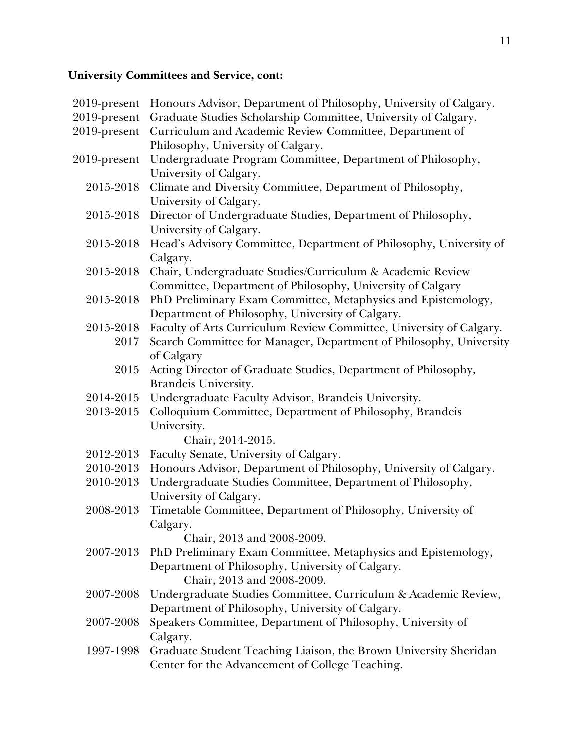**University Committees and Service, cont:**

2019-present Honours Advisor, Department of Philosophy, University of Calgary.
2019-present Graduate Studies Scholarship Committee, University of Calgary.
2019-present Curriculum and Academic Review Committee, Department of Philosophy, University of Calgary.
2019-present Undergraduate Program Committee, Department of Philosophy, University of Calgary.
2015-2018 Climate and Diversity Committee, Department of Philosophy, University of Calgary.
2015-2018 Director of Undergraduate Studies, Department of Philosophy, University of Calgary.
2015-2018 Head's Advisory Committee, Department of Philosophy, University of Calgary.
2015-2018 Chair, Undergraduate Studies/Curriculum & Academic Review Committee, Department of Philosophy, University of Calgary
2015-2018 PhD Preliminary Exam Committee, Metaphysics and Epistemology, Department of Philosophy, University of Calgary.
2015-2018 Faculty of Arts Curriculum Review Committee, University of Calgary.
2017 Search Committee for Manager, Department of Philosophy, University of Calgary
2015 Acting Director of Graduate Studies, Department of Philosophy, Brandeis University.
2014-2015 Undergraduate Faculty Advisor, Brandeis University.
2013-2015 Colloquium Committee, Department of Philosophy, Brandeis University.
    Chair, 2014-2015.
2012-2013 Faculty Senate, University of Calgary.
2010-2013 Honours Advisor, Department of Philosophy, University of Calgary.
2010-2013 Undergraduate Studies Committee, Department of Philosophy, University of Calgary.
2008-2013 Timetable Committee, Department of Philosophy, University of Calgary.
    Chair, 2013 and 2008-2009.
2007-2013 PhD Preliminary Exam Committee, Metaphysics and Epistemology, Department of Philosophy, University of Calgary.
    Chair, 2013 and 2008-2009.
2007-2008 Undergraduate Studies Committee, Curriculum & Academic Review, Department of Philosophy, University of Calgary.
2007-2008 Speakers Committee, Department of Philosophy, University of Calgary.
1997-1998 Graduate Student Teaching Liaison, the Brown University Sheridan Center for the Advancement of College Teaching.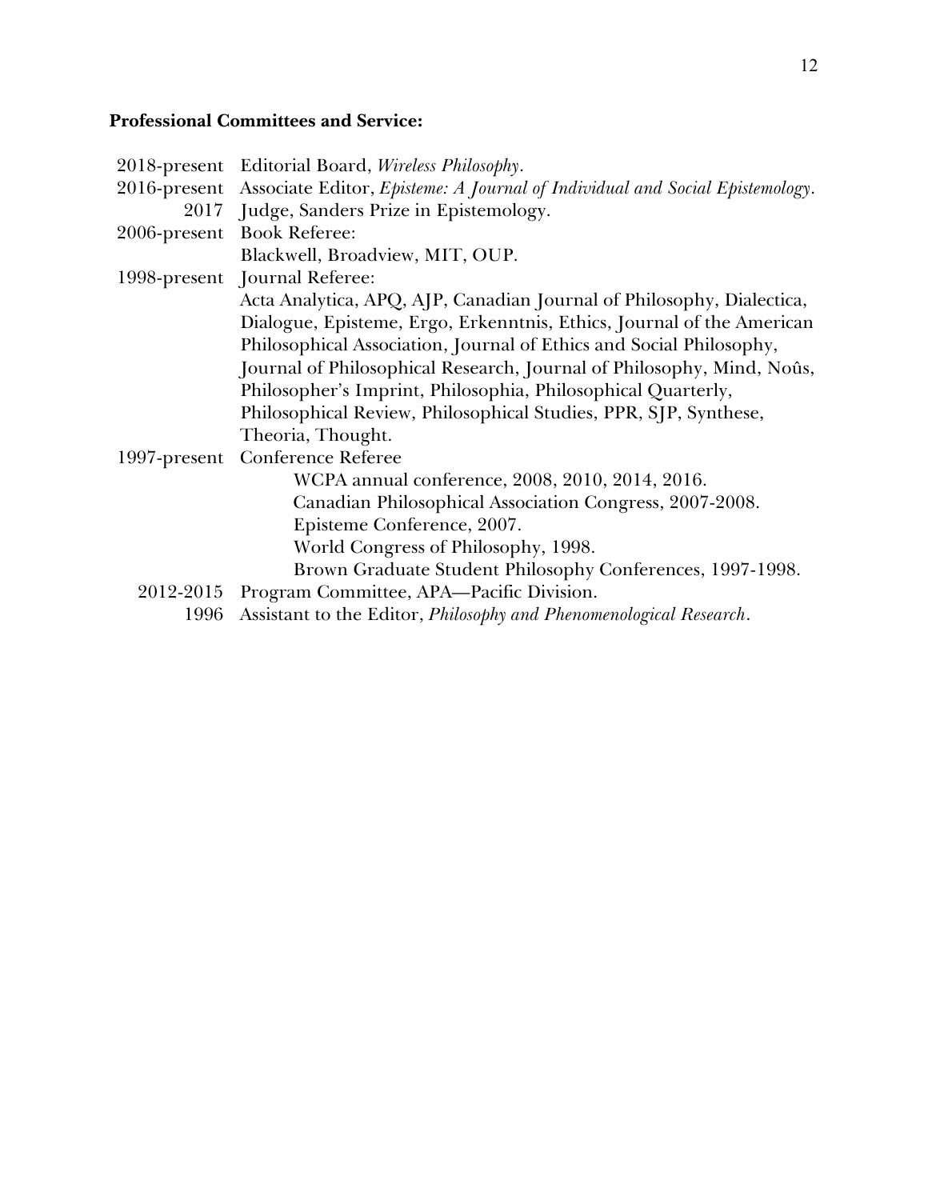**Professional Committees and Service:**

2018-present Editorial Board, *Wireless Philosophy*.

2016-present Associate Editor, *Episteme: A Journal of Individual and Social Epistemology*.

2017 Judge, Sanders Prize in Epistemology.

2006-present Book Referee:
Blackwell, Broadview, MIT, OUP.

1998-present Journal Referee:
Acta Analytica, APQ, AJP, Canadian Journal of Philosophy, Dialectica, Dialogue, Episteme, Ergo, Erkenntnis, Ethics, Journal of the American Philosophical Association, Journal of Ethics and Social Philosophy, Journal of Philosophical Research, Journal of Philosophy, Mind, Noûs, Philosopher's Imprint, Philosophia, Philosophical Quarterly, Philosophical Review, Philosophical Studies, PPR, SJP, Synthese, Theoria, Thought.

1997-present Conference Referee
- WCPA annual conference, 2008, 2010, 2014, 2016.
- Canadian Philosophical Association Congress, 2007-2008.
- Episteme Conference, 2007.
- World Congress of Philosophy, 1998.
- Brown Graduate Student Philosophy Conferences, 1997-1998.

2012-2015 Program Committee, APA—Pacific Division.

1996 Assistant to the Editor, *Philosophy and Phenomenological Research*.